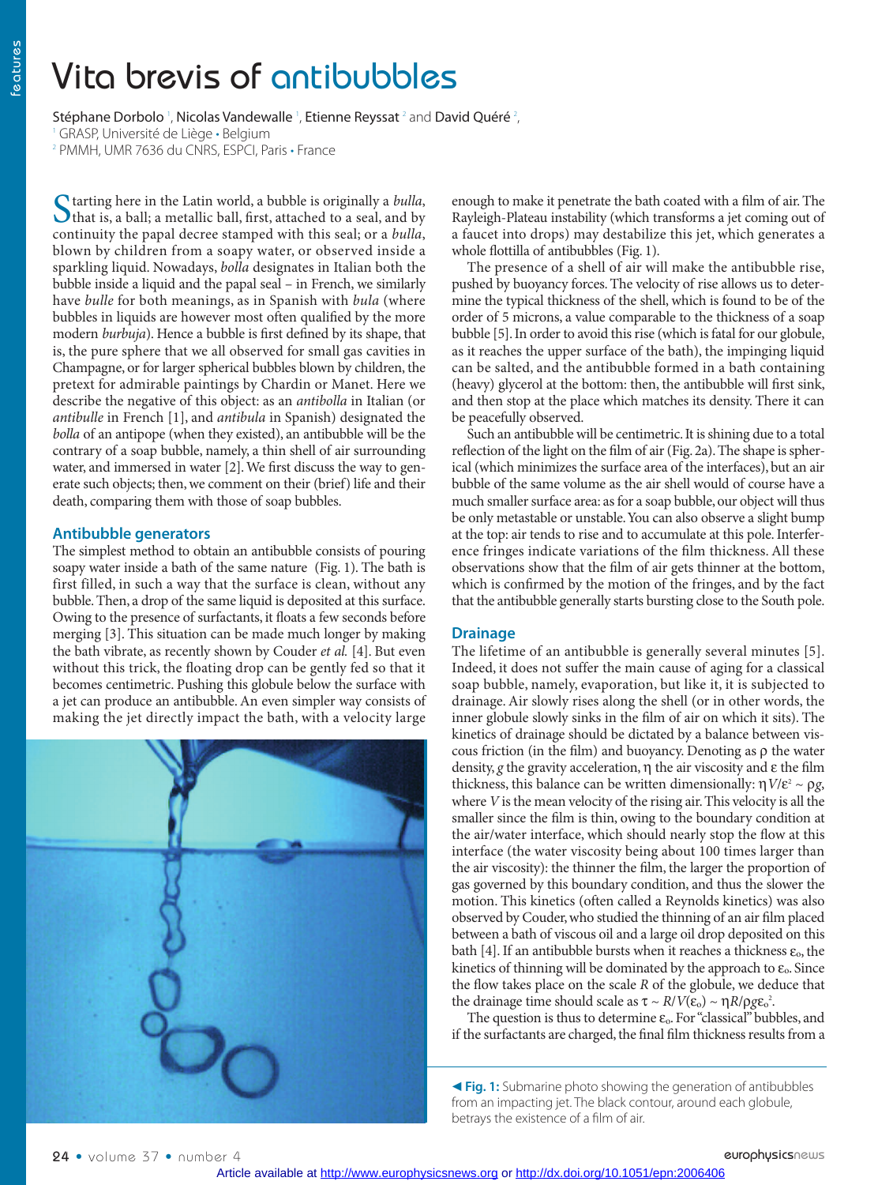# Vita brevis of antibubbles

Stéphane Dorbolo [1], Nicolas Vandewalle [1], Etienne Reyssat [2] and David Quéré [2],

[1] GRASP, Université de Liège • Belgium

[2] PMMH, UMR 7636 du CNRS, ESPCI, Paris • France

Starting here in the Latin world, a bubble is originally a *bulla*, that is, a ball; a metallic ball, first, attached to a seal, and by continuity the papal decree stamped with this seal; or a *bulla*, blown by children from a soapy water, or observed inside a sparkling liquid. Nowadays, *bolla* designates in Italian both the bubble inside a liquid and the papal seal – in French, we similarly have *bulle* for both meanings, as in Spanish with *bula* (where bubbles in liquids are however most often qualified by the more modern *burbuja*). Hence a bubble is first defined by its shape, that is, the pure sphere that we all observed for small gas cavities in Champagne, or for larger spherical bubbles blown by children, the pretext for admirable paintings by Chardin or Manet. Here we describe the negative of this object: as an *antibolla* in Italian (or *antibulle* in French [1], and *antibula* in Spanish) designated the *bolla* of an antipope (when they existed), an antibubble will be the contrary of a soap bubble, namely, a thin shell of air surrounding water, and immersed in water [2]. We first discuss the way to generate such objects; then, we comment on their (brief) life and their death, comparing them with those of soap bubbles.

## Antibubble generators

The simplest method to obtain an antibubble consists of pouring soapy water inside a bath of the same nature (Fig. 1). The bath is first filled, in such a way that the surface is clean, without any bubble. Then, a drop of the same liquid is deposited at this surface. Owing to the presence of surfactants, it floats a few seconds before merging [3]. This situation can be made much longer by making the bath vibrate, as recently shown by Couder *et al.* [4]. But even without this trick, the floating drop can be gently fed so that it becomes centimetric. Pushing this globule below the surface with a jet can produce an antibubble. An even simpler way consists of making the jet directly impact the bath, with a velocity large enough to make it penetrate the bath coated with a film of air. The Rayleigh-Plateau instability (which transforms a jet coming out of a faucet into drops) may destabilize this jet, which generates a whole flottilla of antibubbles (Fig. 1).

The presence of a shell of air will make the antibubble rise, pushed by buoyancy forces. The velocity of rise allows us to determine the typical thickness of the shell, which is found to be of the order of 5 microns, a value comparable to the thickness of a soap bubble [5]. In order to avoid this rise (which is fatal for our globule, as it reaches the upper surface of the bath), the impinging liquid can be salted, and the antibubble formed in a bath containing (heavy) glycerol at the bottom: then, the antibubble will first sink, and then stop at the place which matches its density. There it can be peacefully observed.

Such an antibubble will be centimetric. It is shining due to a total reflection of the light on the film of air (Fig. 2a). The shape is spherical (which minimizes the surface area of the interfaces), but an air bubble of the same volume as the air shell would of course have a much smaller surface area: as for a soap bubble, our object will thus be only metastable or unstable. You can also observe a slight bump at the top: air tends to rise and to accumulate at this pole. Interference fringes indicate variations of the film thickness. All these observations show that the film of air gets thinner at the bottom, which is confirmed by the motion of the fringes, and by the fact that the antibubble generally starts bursting close to the South pole.

## Drainage

The lifetime of an antibubble is generally several minutes [5]. Indeed, it does not suffer the main cause of aging for a classical soap bubble, namely, evaporation, but like it, it is subjected to drainage. Air slowly rises along the shell (or in other words, the inner globule slowly sinks in the film of air on which it sits). The kinetics of drainage should be dictated by a balance between viscous friction (in the film) and buoyancy. Denoting as $\rho$ the water density, $g$ the gravity acceleration, $\eta$ the air viscosity and $\varepsilon$ the film thickness, this balance can be written dimensionally: $\eta V/\varepsilon^2 \sim \rho g$, where $V$ is the mean velocity of the rising air. This velocity is all the smaller since the film is thin, owing to the boundary condition at the air/water interface, which should nearly stop the flow at this interface (the water viscosity being about 100 times larger than the air viscosity): the thinner the film, the larger the proportion of gas governed by this boundary condition, and thus the slower the motion. This kinetics (often called a Reynolds kinetics) was also observed by Couder, who studied the thinning of an air film placed between a bath of viscous oil and a large oil drop deposited on this bath [4]. If an antibubble bursts when it reaches a thickness $\varepsilon_o$, the kinetics of thinning will be dominated by the approach to $\varepsilon_o$. Since the flow takes place on the scale $R$ of the globule, we deduce that the drainage time should scale as $\tau \sim R/V(\varepsilon_o) \sim \eta R/\rho g \varepsilon_o^2$.

The question is thus to determine $\varepsilon_o$. For "classical" bubbles, and if the surfactants are charged, the final film thickness results from a

◄ **Fig. 1:** Submarine photo showing the generation of antibubbles from an impacting jet. The black contour, around each globule, betrays the existence of a film of air.

Article available at http://www.europhysicsnews.org or http://dx.doi.org/10.1051/epn:2006406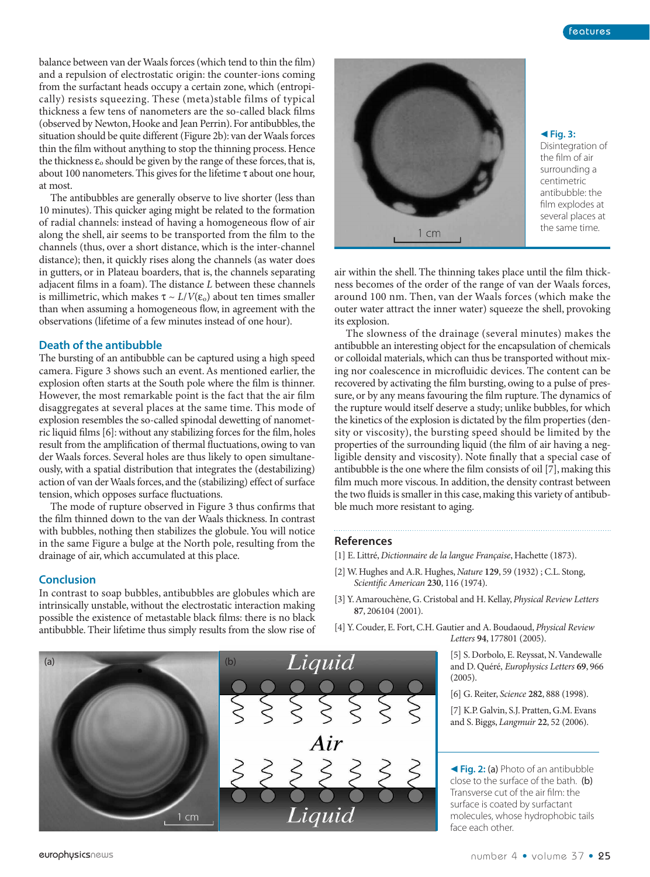balance between van der Waals forces (which tend to thin the film) and a repulsion of electrostatic origin: the counter-ions coming from the surfactant heads occupy a certain zone, which (entropically) resists squeezing. These (meta)stable films of typical thickness a few tens of nanometers are the so-called black films (observed by Newton, Hooke and Jean Perrin). For antibubbles, the situation should be quite different (Figure 2b): van der Waals forces thin the film without anything to stop the thinning process. Hence the thickness $\varepsilon_o$ should be given by the range of these forces, that is, about 100 nanometers. This gives for the lifetime $\tau$ about one hour, at most.

The antibubbles are generally observe to live shorter (less than 10 minutes). This quicker aging might be related to the formation of radial channels: instead of having a homogeneous flow of air along the shell, air seems to be transported from the film to the channels (thus, over a short distance, which is the inter-channel distance); then, it quickly rises along the channels (as water does in gutters, or in Plateau boarders, that is, the channels separating adjacent films in a foam). The distance $L$ between these channels is millimetric, which makes $\tau \sim L/V(\varepsilon_o)$ about ten times smaller than when assuming a homogeneous flow, in agreement with the observations (lifetime of a few minutes instead of one hour).

## Death of the antibubble

The bursting of an antibubble can be captured using a high speed camera. Figure 3 shows such an event. As mentioned earlier, the explosion often starts at the South pole where the film is thinner. However, the most remarkable point is the fact that the air film disaggregates at several places at the same time. This mode of explosion resembles the so-called spinodal dewetting of nanometric liquid films [6]: without any stabilizing forces for the film, holes result from the amplification of thermal fluctuations, owing to van der Waals forces. Several holes are thus likely to open simultaneously, with a spatial distribution that integrates the (destabilizing) action of van der Waals forces, and the (stabilizing) effect of surface tension, which opposes surface fluctuations.

The mode of rupture observed in Figure 3 thus confirms that the film thinned down to the van der Waals thickness. In contrast with bubbles, nothing then stabilizes the globule. You will notice in the same Figure a bulge at the North pole, resulting from the drainage of air, which accumulated at this place.

## Conclusion

In contrast to soap bubbles, antibubbles are globules which are intrinsically unstable, without the electrostatic interaction making possible the existence of metastable black films: there is no black antibubble. Their lifetime thus simply results from the slow rise of air within the shell. The thinning takes place until the film thickness becomes of the order of the range of van der Waals forces, around 100 nm. Then, van der Waals forces (which make the outer water attract the inner water) squeeze the shell, provoking its explosion.

The slowness of the drainage (several minutes) makes the antibubble an interesting object for the encapsulation of chemicals or colloidal materials, which can thus be transported without mixing nor coalescence in microfluidic devices. The content can be recovered by activating the film bursting, owing to a pulse of pressure, or by any means favouring the film rupture. The dynamics of the rupture would itself deserve a study; unlike bubbles, for which the kinetics of the explosion is dictated by the film properties (density or viscosity), the bursting speed should be limited by the properties of the surrounding liquid (the film of air having a negligible density and viscosity). Note finally that a special case of antibubble is the one where the film consists of oil [7], making this film much more viscous. In addition, the density contrast between the two fluids is smaller in this case, making this variety of antibubble much more resistant to aging.

1 cm

◄ **Fig. 3:** Disintegration of the film of air surrounding a centimetric antibubble: the film explodes at several places at the same time.

(a)

1 cm

(b)

Liquid

Air

Liquid

◄ **Fig. 2:** (a) Photo of an antibubble close to the surface of the bath. (b) Transverse cut of the air film: the surface is coated by surfactant molecules, whose hydrophobic tails face each other.

## References

[1] E. Littré, *Dictionnaire de la langue Française*, Hachette (1873).

[2] W. Hughes and A.R. Hughes, *Nature* **129**, 59 (1932) ; C.L. Stong, *Scientific American* **230**, 116 (1974).

[3] Y. Amarouchène, G. Cristobal and H. Kellay, *Physical Review Letters* **87**, 206104 (2001).

[4] Y. Couder, E. Fort, C.H. Gautier and A. Boudaoud, *Physical Review Letters* **94**, 177801 (2005).

[5] S. Dorbolo, E. Reyssat, N. Vandewalle and D. Quéré, *Europhysics Letters* **69**, 966 (2005).

[6] G. Reiter, *Science* **282**, 888 (1998).

[7] K.P. Galvin, S.J. Pratten, G.M. Evans and S. Biggs, *Langmuir* **22**, 52 (2006).